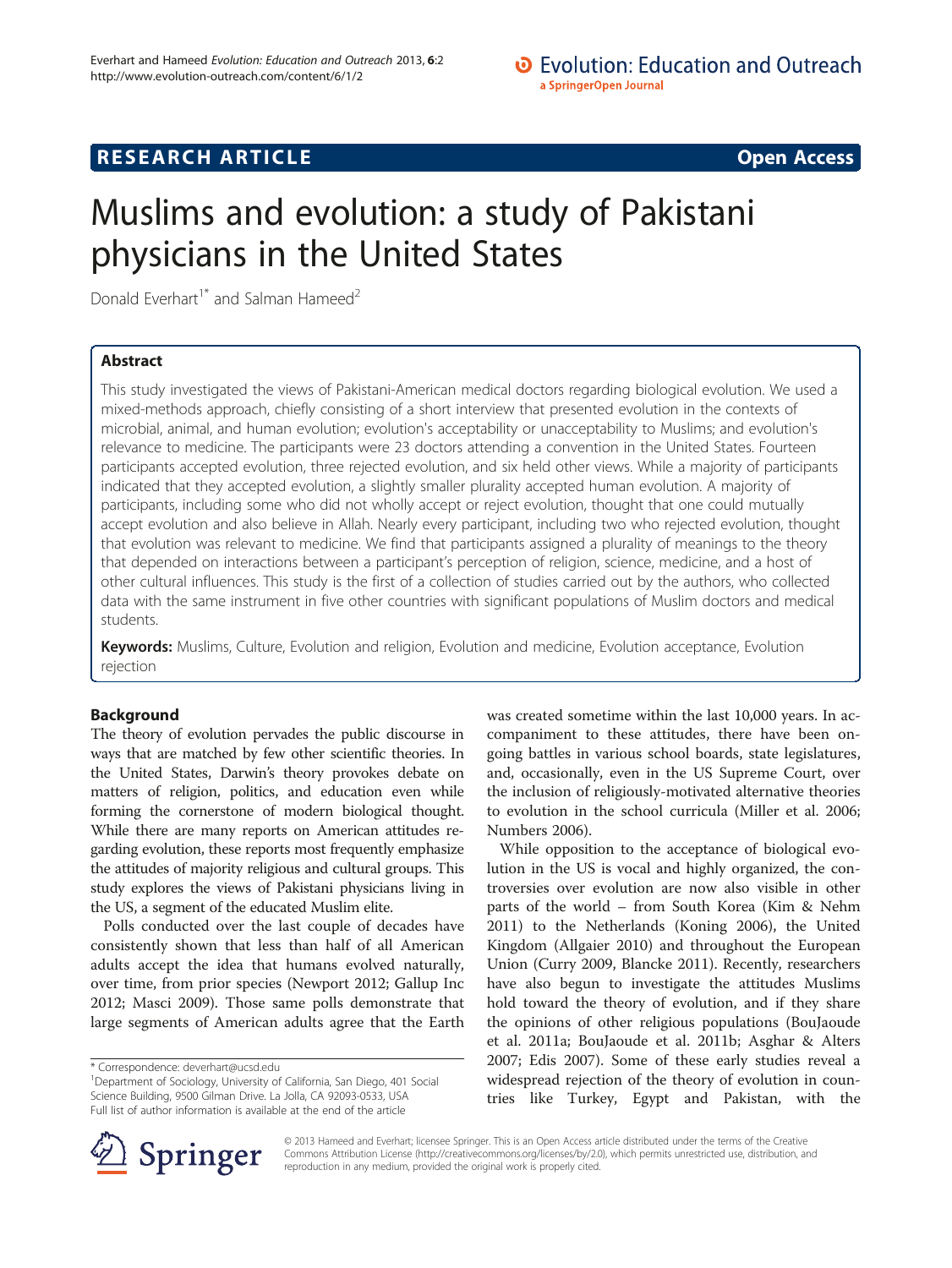**RESEARCH ARTICLE** **Open Access**

# Muslims and evolution: a study of Pakistani physicians in the United States

Donald Everhart[1*] and Salman Hameed[2]

## Abstract

This study investigated the views of Pakistani-American medical doctors regarding biological evolution. We used a mixed-methods approach, chiefly consisting of a short interview that presented evolution in the contexts of microbial, animal, and human evolution; evolution's acceptability or unacceptability to Muslims; and evolution's relevance to medicine. The participants were 23 doctors attending a convention in the United States. Fourteen participants accepted evolution, three rejected evolution, and six held other views. While a majority of participants indicated that they accepted evolution, a slightly smaller plurality accepted human evolution. A majority of participants, including some who did not wholly accept or reject evolution, thought that one could mutually accept evolution and also believe in Allah. Nearly every participant, including two who rejected evolution, thought that evolution was relevant to medicine. We find that participants assigned a plurality of meanings to the theory that depended on interactions between a participant's perception of religion, science, medicine, and a host of other cultural influences. This study is the first of a collection of studies carried out by the authors, who collected data with the same instrument in five other countries with significant populations of Muslim doctors and medical students.

**Keywords:** Muslims, Culture, Evolution and religion, Evolution and medicine, Evolution acceptance, Evolution rejection

## Background

The theory of evolution pervades the public discourse in ways that are matched by few other scientific theories. In the United States, Darwin's theory provokes debate on matters of religion, politics, and education even while forming the cornerstone of modern biological thought. While there are many reports on American attitudes regarding evolution, these reports most frequently emphasize the attitudes of majority religious and cultural groups. This study explores the views of Pakistani physicians living in the US, a segment of the educated Muslim elite.

Polls conducted over the last couple of decades have consistently shown that less than half of all American adults accept the idea that humans evolved naturally, over time, from prior species (Newport 2012; Gallup Inc 2012; Masci 2009). Those same polls demonstrate that large segments of American adults agree that the Earth was created sometime within the last 10,000 years. In accompaniment to these attitudes, there have been ongoing battles in various school boards, state legislatures, and, occasionally, even in the US Supreme Court, over the inclusion of religiously-motivated alternative theories to evolution in the school curricula (Miller et al. 2006; Numbers 2006).

While opposition to the acceptance of biological evolution in the US is vocal and highly organized, the controversies over evolution are now also visible in other parts of the world – from South Korea (Kim & Nehm 2011) to the Netherlands (Koning 2006), the United Kingdom (Allgaier 2010) and throughout the European Union (Curry 2009, Blancke 2011). Recently, researchers have also begun to investigate the attitudes Muslims hold toward the theory of evolution, and if they share the opinions of other religious populations (BouJaoude et al. 2011a; BouJaoude et al. 2011b; Asghar & Alters 2007; Edis 2007). Some of these early studies reveal a widespread rejection of the theory of evolution in countries like Turkey, Egypt and Pakistan, with the

\* Correspondence: deverhart@ucsd.edu
[1]Department of Sociology, University of California, San Diego, 401 Social Science Building, 9500 Gilman Drive. La Jolla, CA 92093-0533, USA
Full list of author information is available at the end of the article

© 2013 Hameed and Everhart; licensee Springer. This is an Open Access article distributed under the terms of the Creative Commons Attribution License (http://creativecommons.org/licenses/by/2.0), which permits unrestricted use, distribution, and reproduction in any medium, provided the original work is properly cited.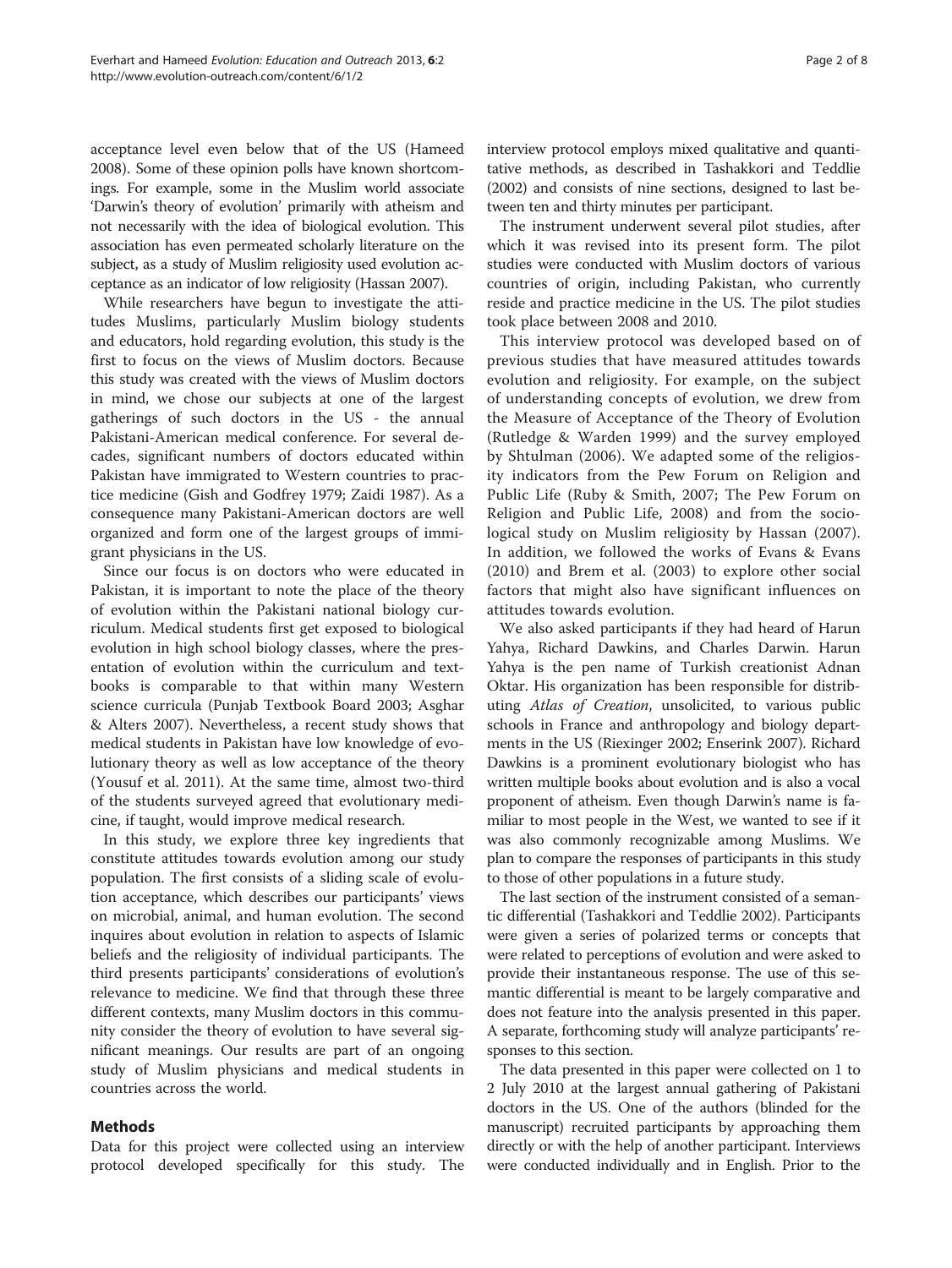acceptance level even below that of the US (Hameed 2008). Some of these opinion polls have known shortcomings. For example, some in the Muslim world associate 'Darwin's theory of evolution' primarily with atheism and not necessarily with the idea of biological evolution. This association has even permeated scholarly literature on the subject, as a study of Muslim religiosity used evolution acceptance as an indicator of low religiosity (Hassan 2007).

While researchers have begun to investigate the attitudes Muslims, particularly Muslim biology students and educators, hold regarding evolution, this study is the first to focus on the views of Muslim doctors. Because this study was created with the views of Muslim doctors in mind, we chose our subjects at one of the largest gatherings of such doctors in the US - the annual Pakistani-American medical conference. For several decades, significant numbers of doctors educated within Pakistan have immigrated to Western countries to practice medicine (Gish and Godfrey 1979; Zaidi 1987). As a consequence many Pakistani-American doctors are well organized and form one of the largest groups of immigrant physicians in the US.

Since our focus is on doctors who were educated in Pakistan, it is important to note the place of the theory of evolution within the Pakistani national biology curriculum. Medical students first get exposed to biological evolution in high school biology classes, where the presentation of evolution within the curriculum and textbooks is comparable to that within many Western science curricula (Punjab Textbook Board 2003; Asghar & Alters 2007). Nevertheless, a recent study shows that medical students in Pakistan have low knowledge of evolutionary theory as well as low acceptance of the theory (Yousuf et al. 2011). At the same time, almost two-third of the students surveyed agreed that evolutionary medicine, if taught, would improve medical research.

In this study, we explore three key ingredients that constitute attitudes towards evolution among our study population. The first consists of a sliding scale of evolution acceptance, which describes our participants' views on microbial, animal, and human evolution. The second inquires about evolution in relation to aspects of Islamic beliefs and the religiosity of individual participants. The third presents participants' considerations of evolution's relevance to medicine. We find that through these three different contexts, many Muslim doctors in this community consider the theory of evolution to have several significant meanings. Our results are part of an ongoing study of Muslim physicians and medical students in countries across the world.

## Methods

Data for this project were collected using an interview protocol developed specifically for this study. The interview protocol employs mixed qualitative and quantitative methods, as described in Tashakkori and Teddlie (2002) and consists of nine sections, designed to last between ten and thirty minutes per participant.

The instrument underwent several pilot studies, after which it was revised into its present form. The pilot studies were conducted with Muslim doctors of various countries of origin, including Pakistan, who currently reside and practice medicine in the US. The pilot studies took place between 2008 and 2010.

This interview protocol was developed based on of previous studies that have measured attitudes towards evolution and religiosity. For example, on the subject of understanding concepts of evolution, we drew from the Measure of Acceptance of the Theory of Evolution (Rutledge & Warden 1999) and the survey employed by Shtulman (2006). We adapted some of the religiosity indicators from the Pew Forum on Religion and Public Life (Ruby & Smith, 2007; The Pew Forum on Religion and Public Life, 2008) and from the sociological study on Muslim religiosity by Hassan (2007). In addition, we followed the works of Evans & Evans (2010) and Brem et al. (2003) to explore other social factors that might also have significant influences on attitudes towards evolution.

We also asked participants if they had heard of Harun Yahya, Richard Dawkins, and Charles Darwin. Harun Yahya is the pen name of Turkish creationist Adnan Oktar. His organization has been responsible for distributing *Atlas of Creation*, unsolicited, to various public schools in France and anthropology and biology departments in the US (Riexinger 2002; Enserink 2007). Richard Dawkins is a prominent evolutionary biologist who has written multiple books about evolution and is also a vocal proponent of atheism. Even though Darwin's name is familiar to most people in the West, we wanted to see if it was also commonly recognizable among Muslims. We plan to compare the responses of participants in this study to those of other populations in a future study.

The last section of the instrument consisted of a semantic differential (Tashakkori and Teddlie 2002). Participants were given a series of polarized terms or concepts that were related to perceptions of evolution and were asked to provide their instantaneous response. The use of this semantic differential is meant to be largely comparative and does not feature into the analysis presented in this paper. A separate, forthcoming study will analyze participants' responses to this section.

The data presented in this paper were collected on 1 to 2 July 2010 at the largest annual gathering of Pakistani doctors in the US. One of the authors (blinded for the manuscript) recruited participants by approaching them directly or with the help of another participant. Interviews were conducted individually and in English. Prior to the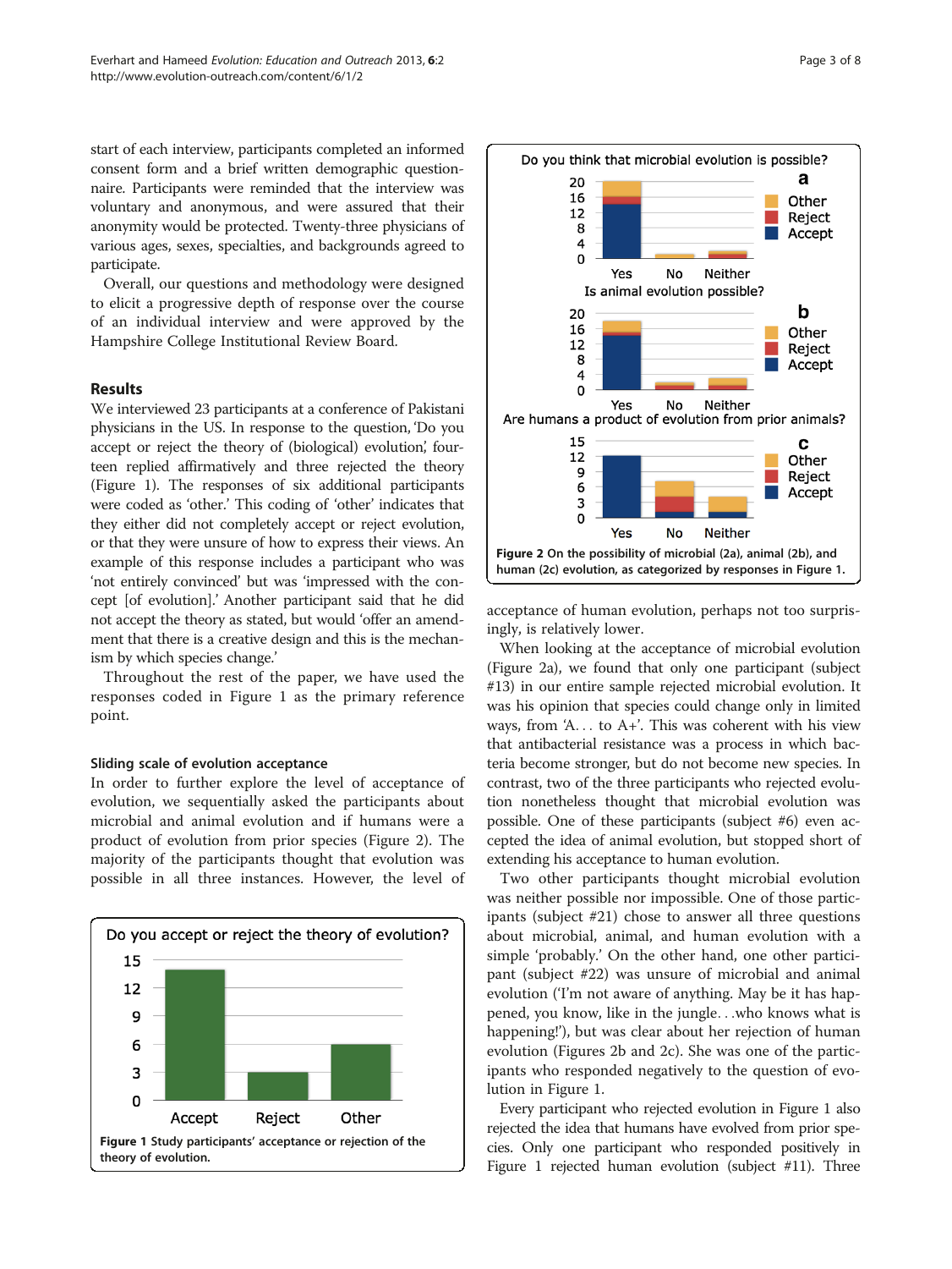start of each interview, participants completed an informed consent form and a brief written demographic questionnaire. Participants were reminded that the interview was voluntary and anonymous, and were assured that their anonymity would be protected. Twenty-three physicians of various ages, sexes, specialties, and backgrounds agreed to participate.

Overall, our questions and methodology were designed to elicit a progressive depth of response over the course of an individual interview and were approved by the Hampshire College Institutional Review Board.

## Results

We interviewed 23 participants at a conference of Pakistani physicians in the US. In response to the question, 'Do you accept or reject the theory of (biological) evolution,' fourteen replied affirmatively and three rejected the theory (Figure 1). The responses of six additional participants were coded as 'other.' This coding of 'other' indicates that they either did not completely accept or reject evolution, or that they were unsure of how to express their views. An example of this response includes a participant who was 'not entirely convinced' but was 'impressed with the concept [of evolution].' Another participant said that he did not accept the theory as stated, but would 'offer an amendment that there is a creative design and this is the mechanism by which species change.'

Throughout the rest of the paper, we have used the responses coded in Figure 1 as the primary reference point.

### Sliding scale of evolution acceptance

In order to further explore the level of acceptance of evolution, we sequentially asked the participants about microbial and animal evolution and if humans were a product of evolution from prior species (Figure 2). The majority of the participants thought that evolution was possible in all three instances. However, the level of acceptance of human evolution, perhaps not too surprisingly, is relatively lower.

**Figure 1** Study participants' acceptance or rejection of the theory of evolution.

**Figure 2** On the possibility of microbial (2a), animal (2b), and human (2c) evolution, as categorized by responses in Figure 1.

When looking at the acceptance of microbial evolution (Figure 2a), we found that only one participant (subject #13) in our entire sample rejected microbial evolution. It was his opinion that species could change only in limited ways, from 'A… to A+'. This was coherent with his view that antibacterial resistance was a process in which bacteria become stronger, but do not become new species. In contrast, two of the three participants who rejected evolution nonetheless thought that microbial evolution was possible. One of these participants (subject #6) even accepted the idea of animal evolution, but stopped short of extending his acceptance to human evolution.

Two other participants thought microbial evolution was neither possible nor impossible. One of those participants (subject #21) chose to answer all three questions about microbial, animal, and human evolution with a simple 'probably.' On the other hand, one other participant (subject #22) was unsure of microbial and animal evolution ('I'm not aware of anything. May be it has happened, you know, like in the jungle…who knows what is happening!'), but was clear about her rejection of human evolution (Figures 2b and 2c). She was one of the participants who responded negatively to the question of evolution in Figure 1.

Every participant who rejected evolution in Figure 1 also rejected the idea that humans have evolved from prior species. Only one participant who responded positively in Figure 1 rejected human evolution (subject #11). Three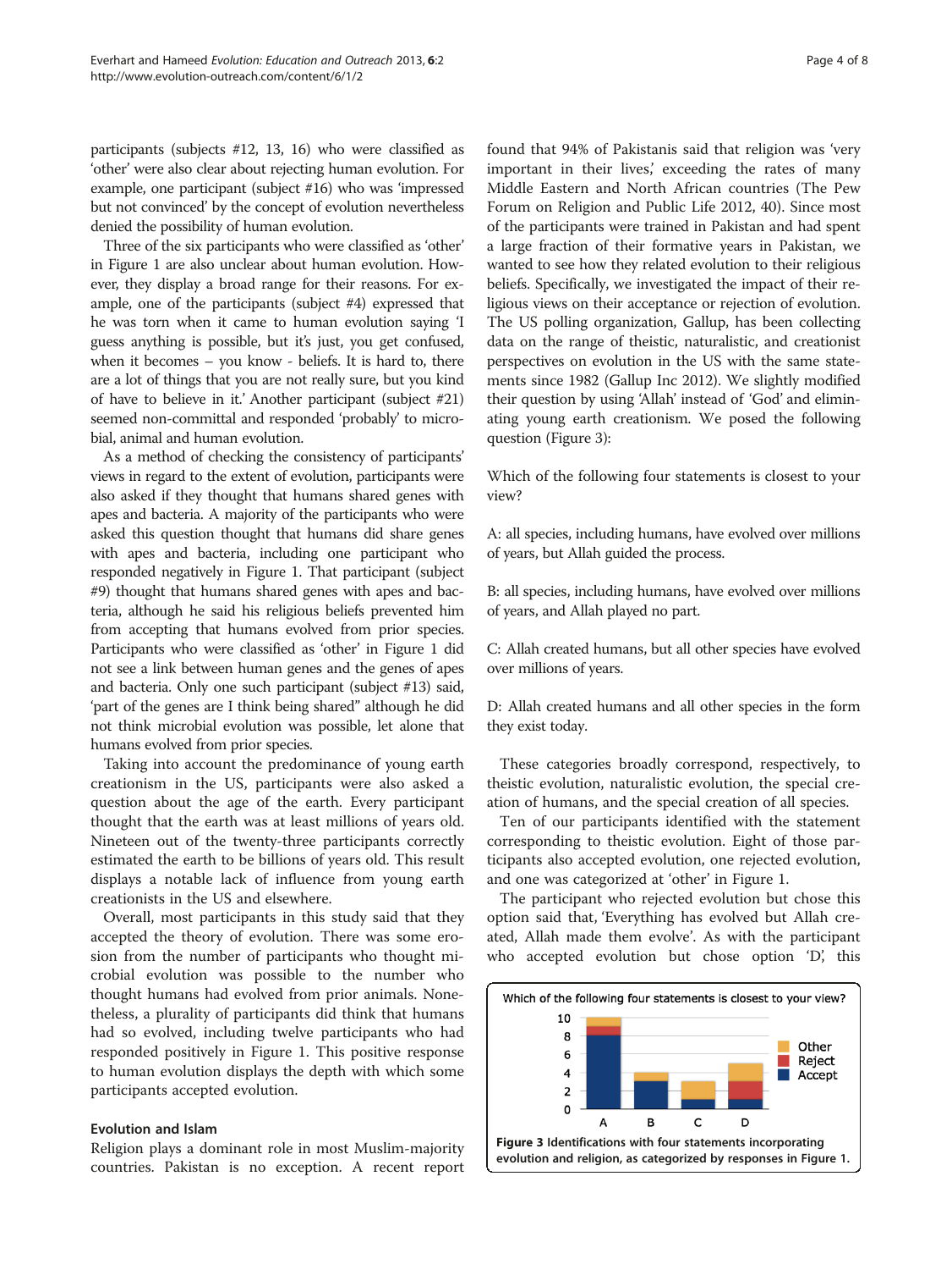participants (subjects #12, 13, 16) who were classified as 'other' were also clear about rejecting human evolution. For example, one participant (subject #16) who was 'impressed but not convinced' by the concept of evolution nevertheless denied the possibility of human evolution.

Three of the six participants who were classified as 'other' in Figure 1 are also unclear about human evolution. However, they display a broad range for their reasons. For example, one of the participants (subject #4) expressed that he was torn when it came to human evolution saying 'I guess anything is possible, but it's just, you get confused, when it becomes – you know – beliefs. It is hard to, there are a lot of things that you are not really sure, but you kind of have to believe in it.' Another participant (subject #21) seemed non-committal and responded 'probably' to microbial, animal and human evolution.

As a method of checking the consistency of participants' views in regard to the extent of evolution, participants were also asked if they thought that humans shared genes with apes and bacteria. A majority of the participants who were asked this question thought that humans did share genes with apes and bacteria, including one participant who responded negatively in Figure 1. That participant (subject #9) thought that humans shared genes with apes and bacteria, although he said his religious beliefs prevented him from accepting that humans evolved from prior species. Participants who were classified as 'other' in Figure 1 did not see a link between human genes and the genes of apes and bacteria. Only one such participant (subject #13) said, 'part of the genes are I think being shared" although he did not think microbial evolution was possible, let alone that humans evolved from prior species.

Taking into account the predominance of young earth creationism in the US, participants were also asked a question about the age of the earth. Every participant thought that the earth was at least millions of years old. Nineteen out of the twenty-three participants correctly estimated the earth to be billions of years old. This result displays a notable lack of influence from young earth creationists in the US and elsewhere.

Overall, most participants in this study said that they accepted the theory of evolution. There was some erosion from the number of participants who thought microbial evolution was possible to the number who thought humans had evolved from prior animals. Nonetheless, a plurality of participants did think that humans had so evolved, including twelve participants who had responded positively in Figure 1. This positive response to human evolution displays the depth with which some participants accepted evolution.

### Evolution and Islam

Religion plays a dominant role in most Muslim-majority countries. Pakistan is no exception. A recent report found that 94% of Pakistanis said that religion was 'very important in their lives,' exceeding the rates of many Middle Eastern and North African countries (The Pew Forum on Religion and Public Life 2012, 40). Since most of the participants were trained in Pakistan and had spent a large fraction of their formative years in Pakistan, we wanted to see how they related evolution to their religious beliefs. Specifically, we investigated the impact of their religious views on their acceptance or rejection of evolution. The US polling organization, Gallup, has been collecting data on the range of theistic, naturalistic, and creationist perspectives on evolution in the US with the same statements since 1982 (Gallup Inc 2012). We slightly modified their question by using 'Allah' instead of 'God' and eliminating young earth creationism. We posed the following question (Figure 3):

Which of the following four statements is closest to your view?

A: all species, including humans, have evolved over millions of years, but Allah guided the process.

B: all species, including humans, have evolved over millions of years, and Allah played no part.

C: Allah created humans, but all other species have evolved over millions of years.

D: Allah created humans and all other species in the form they exist today.

These categories broadly correspond, respectively, to theistic evolution, naturalistic evolution, the special creation of humans, and the special creation of all species.

Ten of our participants identified with the statement corresponding to theistic evolution. Eight of those participants also accepted evolution, one rejected evolution, and one was categorized at 'other' in Figure 1.

The participant who rejected evolution but chose this option said that, 'Everything has evolved but Allah created, Allah made them evolve'. As with the participant who accepted evolution but chose option 'D', this

**Figure 3** Identifications with four statements incorporating evolution and religion, as categorized by responses in Figure 1.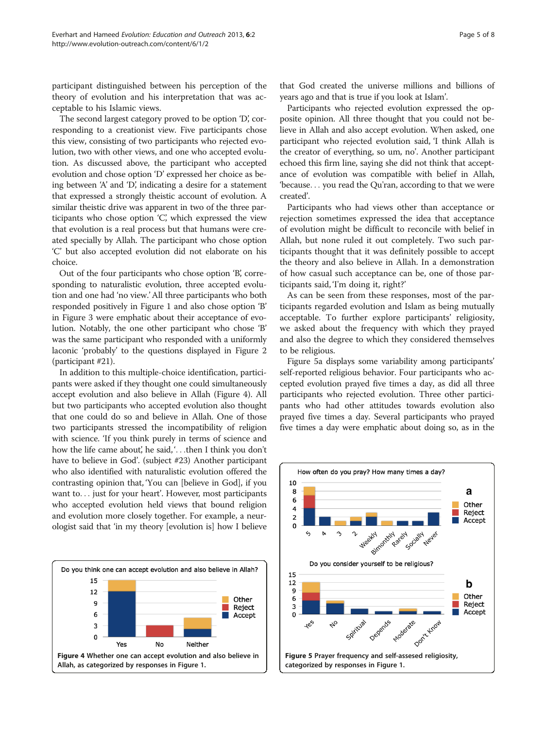participant distinguished between his perception of the theory of evolution and his interpretation that was acceptable to his Islamic views.

The second largest category proved to be option 'D', corresponding to a creationist view. Five participants chose this view, consisting of two participants who rejected evolution, two with other views, and one who accepted evolution. As discussed above, the participant who accepted evolution and chose option 'D' expressed her choice as being between 'A' and 'D', indicating a desire for a statement that expressed a strongly theistic account of evolution. A similar theistic drive was apparent in two of the three participants who chose option 'C', which expressed the view that evolution is a real process but that humans were created specially by Allah. The participant who chose option 'C' but also accepted evolution did not elaborate on his choice.

Out of the four participants who chose option 'B', corresponding to naturalistic evolution, three accepted evolution and one had 'no view.' All three participants who both responded positively in Figure 1 and also chose option 'B' in Figure 3 were emphatic about their acceptance of evolution. Notably, the one other participant who chose 'B' was the same participant who responded with a uniformly laconic 'probably' to the questions displayed in Figure 2 (participant #21).

In addition to this multiple-choice identification, participants were asked if they thought one could simultaneously accept evolution and also believe in Allah (Figure 4). All but two participants who accepted evolution also thought that one could do so and believe in Allah. One of those two participants stressed the incompatibility of religion with science. 'If you think purely in terms of science and how the life came about', he said, '. . .then I think you don't have to believe in God'. (subject #23) Another participant who also identified with naturalistic evolution offered the contrasting opinion that, 'You can [believe in God], if you want to. . . just for your heart'. However, most participants who accepted evolution held views that bound religion and evolution more closely together. For example, a neurologist said that 'in my theory [evolution is] how I believe that God created the universe millions and billions of years ago and that is true if you look at Islam'.

Participants who rejected evolution expressed the opposite opinion. All three thought that you could not believe in Allah and also accept evolution. When asked, one participant who rejected evolution said, 'I think Allah is the creator of everything, so um, no'. Another participant echoed this firm line, saying she did not think that acceptance of evolution was compatible with belief in Allah, 'because. . . you read the Qu'ran, according to that we were created'.

Participants who had views other than acceptance or rejection sometimes expressed the idea that acceptance of evolution might be difficult to reconcile with belief in Allah, but none ruled it out completely. Two such participants thought that it was definitely possible to accept the theory and also believe in Allah. In a demonstration of how casual such acceptance can be, one of those participants said, 'I'm doing it, right?'

As can be seen from these responses, most of the participants regarded evolution and Islam as being mutually acceptable. To further explore participants' religiosity, we asked about the frequency with which they prayed and also the degree to which they considered themselves to be religious.

Figure 5a displays some variability among participants' self-reported religious behavior. Four participants who accepted evolution prayed five times a day, as did all three participants who rejected evolution. Three other participants who had other attitudes towards evolution also prayed five times a day. Several participants who prayed five times a day were emphatic about doing so, as in the

Do you think one can accept evolution and also believe in Allah?

15
12
9
6
3
0

Yes
No
Neither

Other
Reject
Accept

**Figure 4** Whether one can accept evolution and also believe in Allah, as categorized by responses in Figure 1.

How often do you pray? How many times a day?

10
8
6
4
2
0

5
4
3
2
Weekly
Bimonthly
Rarely
Socially
Never

a

Other
Reject
Accept

Do you consider yourself to be religious?

15
12
9
6
3
0

Yes
No
Spiritual
Depends
Moderate
Don't Know

b

Other
Reject
Accept

**Figure 5** Prayer frequency and self-assesed religiosity, categorized by responses in Figure 1.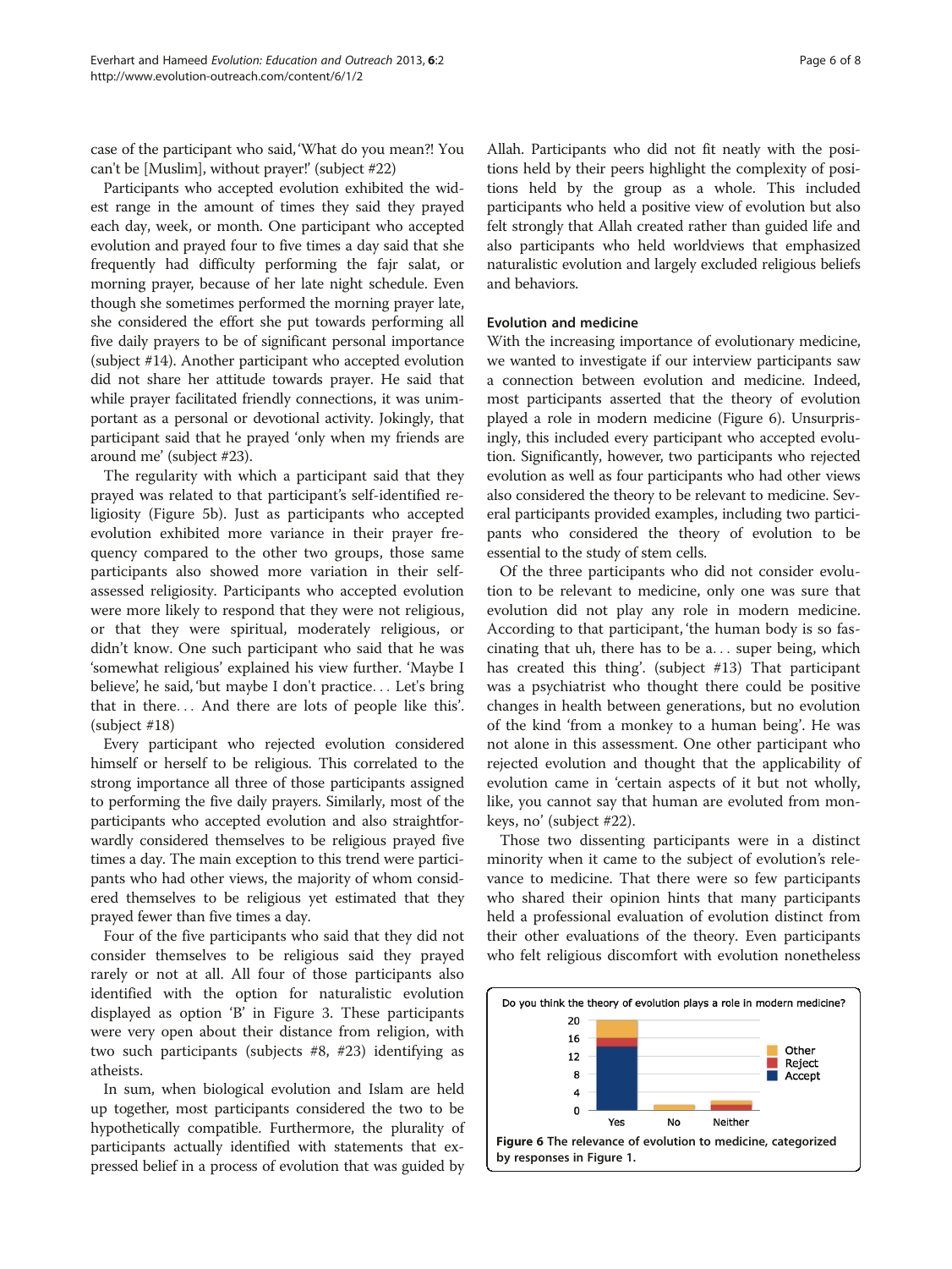case of the participant who said, 'What do you mean?! You can't be [Muslim], without prayer!' (subject #22)

Participants who accepted evolution exhibited the widest range in the amount of times they said they prayed each day, week, or month. One participant who accepted evolution and prayed four to five times a day said that she frequently had difficulty performing the fajr salat, or morning prayer, because of her late night schedule. Even though she sometimes performed the morning prayer late, she considered the effort she put towards performing all five daily prayers to be of significant personal importance (subject #14). Another participant who accepted evolution did not share her attitude towards prayer. He said that while prayer facilitated friendly connections, it was unimportant as a personal or devotional activity. Jokingly, that participant said that he prayed 'only when my friends are around me' (subject #23).

The regularity with which a participant said that they prayed was related to that participant's self-identified religiosity (Figure 5b). Just as participants who accepted evolution exhibited more variance in their prayer frequency compared to the other two groups, those same participants also showed more variation in their self-assessed religiosity. Participants who accepted evolution were more likely to respond that they were not religious, or that they were spiritual, moderately religious, or didn't know. One such participant who said that he was 'somewhat religious' explained his view further. 'Maybe I believe', he said, 'but maybe I don't practice… Let's bring that in there… And there are lots of people like this'. (subject #18)

Every participant who rejected evolution considered himself or herself to be religious. This correlated to the strong importance all three of those participants assigned to performing the five daily prayers. Similarly, most of the participants who accepted evolution and also straightforwardly considered themselves to be religious prayed five times a day. The main exception to this trend were participants who had other views, the majority of whom considered themselves to be religious yet estimated that they prayed fewer than five times a day.

Four of the five participants who said that they did not consider themselves to be religious said they prayed rarely or not at all. All four of those participants also identified with the option for naturalistic evolution displayed as option 'B' in Figure 3. These participants were very open about their distance from religion, with two such participants (subjects #8, #23) identifying as atheists.

In sum, when biological evolution and Islam are held up together, most participants considered the two to be hypothetically compatible. Furthermore, the plurality of participants actually identified with statements that expressed belief in a process of evolution that was guided by Allah. Participants who did not fit neatly with the positions held by their peers highlight the complexity of positions held by the group as a whole. This included participants who held a positive view of evolution but also felt strongly that Allah created rather than guided life and also participants who held worldviews that emphasized naturalistic evolution and largely excluded religious beliefs and behaviors.

### Evolution and medicine

With the increasing importance of evolutionary medicine, we wanted to investigate if our interview participants saw a connection between evolution and medicine. Indeed, most participants asserted that the theory of evolution played a role in modern medicine (Figure 6). Unsurprisingly, this included every participant who accepted evolution. Significantly, however, two participants who rejected evolution as well as four participants who had other views also considered the theory to be relevant to medicine. Several participants provided examples, including two participants who considered the theory of evolution to be essential to the study of stem cells.

Of the three participants who did not consider evolution to be relevant to medicine, only one was sure that evolution did not play any role in modern medicine. According to that participant, 'the human body is so fascinating that uh, there has to be a… super being, which has created this thing'. (subject #13) That participant was a psychiatrist who thought there could be positive changes in health between generations, but no evolution of the kind 'from a monkey to a human being'. He was not alone in this assessment. One other participant who rejected evolution and thought that the applicability of evolution came in 'certain aspects of it but not wholly, like, you cannot say that human are evolved from monkeys, no' (subject #22).

Those two dissenting participants were in a distinct minority when it came to the subject of evolution's relevance to medicine. That there were so few participants who shared their opinion hints that many participants held a professional evaluation of evolution distinct from their other evaluations of the theory. Even participants who felt religious discomfort with evolution nonetheless

**Figure 6** The relevance of evolution to medicine, categorized by responses in Figure 1.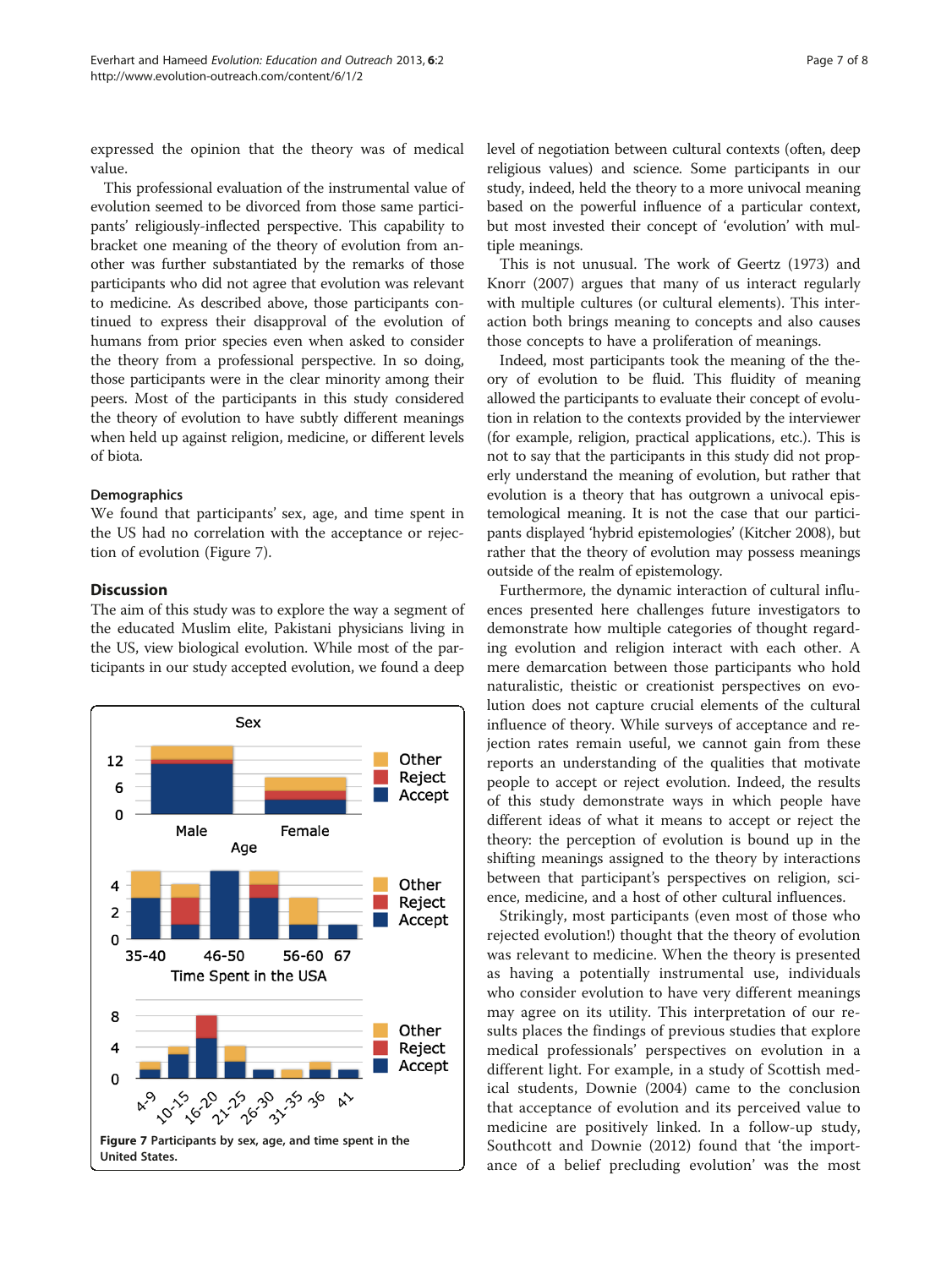expressed the opinion that the theory was of medical value.

This professional evaluation of the instrumental value of evolution seemed to be divorced from those same participants' religiously-inflected perspective. This capability to bracket one meaning of the theory of evolution from another was further substantiated by the remarks of those participants who did not agree that evolution was relevant to medicine. As described above, those participants continued to express their disapproval of the evolution of humans from prior species even when asked to consider the theory from a professional perspective. In so doing, those participants were in the clear minority among their peers. Most of the participants in this study considered the theory of evolution to have subtly different meanings when held up against religion, medicine, or different levels of biota.

### Demographics

We found that participants' sex, age, and time spent in the US had no correlation with the acceptance or rejection of evolution (Figure 7).

## Discussion

The aim of this study was to explore the way a segment of the educated Muslim elite, Pakistani physicians living in the US, view biological evolution. While most of the participants in our study accepted evolution, we found a deep level of negotiation between cultural contexts (often, deep religious values) and science. Some participants in our study, indeed, held the theory to a more univocal meaning based on the powerful influence of a particular context, but most invested their concept of 'evolution' with multiple meanings.

Sex
12
6
0
Male
Female
Other
Reject
Accept

Age
4
2
0
35-40
46-50
56-60
67
Other
Reject
Accept

Time Spent in the USA
8
4
0
4-9
10-15
16-20
21-25
26-30
31-35
36
41
Other
Reject
Accept

**Figure 7** Participants by sex, age, and time spent in the United States.

This is not unusual. The work of Geertz (1973) and Knorr (2007) argues that many of us interact regularly with multiple cultures (or cultural elements). This interaction both brings meaning to concepts and also causes those concepts to have a proliferation of meanings.

Indeed, most participants took the meaning of the theory of evolution to be fluid. This fluidity of meaning allowed the participants to evaluate their concept of evolution in relation to the contexts provided by the interviewer (for example, religion, practical applications, etc.). This is not to say that the participants in this study did not properly understand the meaning of evolution, but rather that evolution is a theory that has outgrown a univocal epistemological meaning. It is not the case that our participants displayed 'hybrid epistemologies' (Kitcher 2008), but rather that the theory of evolution may possess meanings outside of the realm of epistemology.

Furthermore, the dynamic interaction of cultural influences presented here challenges future investigators to demonstrate how multiple categories of thought regarding evolution and religion interact with each other. A mere demarcation between those participants who hold naturalistic, theistic or creationist perspectives on evolution does not capture crucial elements of the cultural influence of theory. While surveys of acceptance and rejection rates remain useful, we cannot gain from these reports an understanding of the qualities that motivate people to accept or reject evolution. Indeed, the results of this study demonstrate ways in which people have different ideas of what it means to accept or reject the theory: the perception of evolution is bound up in the shifting meanings assigned to the theory by interactions between that participant's perspectives on religion, science, medicine, and a host of other cultural influences.

Strikingly, most participants (even most of those who rejected evolution!) thought that the theory of evolution was relevant to medicine. When the theory is presented as having a potentially instrumental use, individuals who consider evolution to have very different meanings may agree on its utility. This interpretation of our results places the findings of previous studies that explore medical professionals' perspectives on evolution in a different light. For example, in a study of Scottish medical students, Downie (2004) came to the conclusion that acceptance of evolution and its perceived value to medicine are positively linked. In a follow-up study, Southcott and Downie (2012) found that 'the importance of a belief precluding evolution' was the most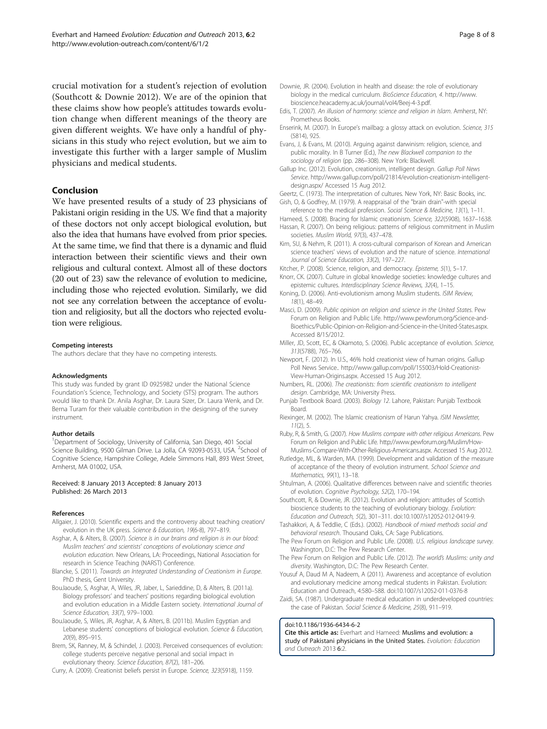crucial motivation for a student's rejection of evolution (Southcott & Downie 2012). We are of the opinion that these claims show how people's attitudes towards evolution change when different meanings of the theory are given different weights. We have only a handful of physicians in this study who reject evolution, but we aim to investigate this further with a larger sample of Muslim physicians and medical students.

## Conclusion

We have presented results of a study of 23 physicians of Pakistani origin residing in the US. We find that a majority of these doctors not only accept biological evolution, but also the idea that humans have evolved from prior species. At the same time, we find that there is a dynamic and fluid interaction between their scientific views and their own religious and cultural context. Almost all of these doctors (20 out of 23) saw the relevance of evolution to medicine, including those who rejected evolution. Similarly, we did not see any correlation between the acceptance of evolution and religiosity, but all the doctors who rejected evolution were religious.

#### Competing interests

The authors declare that they have no competing interests.

#### Acknowledgments

This study was funded by grant ID 0925982 under the National Science Foundation's Science, Technology, and Society (STS) program. The authors would like to thank Dr. Anila Asghar, Dr. Laura Sizer, Dr. Laura Wenk, and Dr. Berna Turam for their valuable contribution in the designing of the survey instrument.

#### Author details

[1]Department of Sociology, University of California, San Diego, 401 Social Science Building, 9500 Gilman Drive. La Jolla, CA 92093-0533, USA. [2]School of Cognitive Science, Hampshire College, Adele Simmons Hall, 893 West Street, Amherst, MA 01002, USA.

Received: 8 January 2013 Accepted: 8 January 2013
Published: 26 March 2013

#### References

Allgaier, J. (2010). Scientific experts and the controversy about teaching creation/evolution in the UK press. *Science & Education, 19*(6-8), 797–819.

Asghar, A, & Alters, B. (2007). *Science is in our brains and religion is in our blood: Muslim teachers' and scientists' conceptions of evolutionary science and evolution education*. New Orleans, LA: Proceedings, National Association for research in Science Teaching (NARST) Conference.

Blancke, S. (2011). *Towards an Integrated Understanding of Creationism in Europe*. PhD thesis, Gent University.

BouJaoude, S, Asghar, A, Wiles, JR, Jaber, L, Sarieddine, D, & Alters, B. (2011a). Biology professors' and teachers' positions regarding biological evolution and evolution education in a Middle Eastern society. *International Journal of Science Education, 33*(7), 979–1000.

BouJaoude, S, Wiles, JR, Asghar, A, & Alters, B. (2011b). Muslim Egyptian and Lebanese students' conceptions of biological evolution. *Science & Education, 20*(9), 895–915.

Brem, SK, Ranney, M, & Schindel, J. (2003). Perceived consequences of evolution: college students perceive negative personal and social impact in evolutionary theory. *Science Education, 87*(2), 181–206.

Curry, A. (2009). Creationist beliefs persist in Europe. *Science, 323*(5918), 1159.

Downie, JR. (2004). Evolution in health and disease: the role of evolutionary biology in the medical curriculum. *BioScience Education, 4*. http://www.bioscience.heacademy.ac.uk/journal/vol4/Beej-4-3.pdf.

Edis, T. (2007). *An illusion of harmony: science and religion in Islam*. Amherst, NY: Prometheus Books.

Enserink, M. (2007). In Europe's mailbag: a glossy attack on evolution. *Science, 315* (5814), 925.

Evans, J, & Evans, M. (2010). Arguing against darwinism: religion, science, and public morality. In B Turner (Ed.), *The new Blackwell companion to the sociology of religion* (pp. 286–308). New York: Blackwell.

Gallup Inc. (2012). Evolution, creationism, intelligent design. *Gallup Poll News Service*. http://www.gallup.com/poll/21814/evolution-creationism-intelligent-design.aspx/ Accessed 15 Aug 2012.

Geertz, C. (1973). The interpretation of cultures. New York, NY: Basic Books, inc.

Gish, O, & Godfrey, M. (1979). A reappraisal of the "brain drain"-with special reference to the medical profession. *Social Science & Medicine, 13*(1), 1–11.

Hameed, S. (2008). Bracing for Islamic creationism. *Science, 322*(5908), 1637–1638.

Hassan, R. (2007). On being religious: patterns of religious commitment in Muslim societies. *Muslim World, 97*(3), 437–478.

Kim, SU, & Nehm, R. (2011). A cross-cultural comparison of Korean and American science teachers' views of evolution and the nature of science. *International Journal of Science Education, 33*(2), 197–227.

Kitcher, P. (2008). Science, religion, and democracy. *Episteme, 5*(1), 5–17.

Knorr, CK. (2007). Culture in global knowledge societies: knowledge cultures and epistemic cultures. *Interdisciplinary Science Reviews, 32*(4), 1–15.

Koning, D. (2006). Anti-evolutionism among Muslim students. *ISIM Review, 18*(1), 48–49.

Masci, D. (2009). *Public opinion on religion and science in the United States*. Pew Forum on Religion and Public Life. http://www.pewforum.org/Science-and-Bioethics/Public-Opinion-on-Religion-and-Science-in-the-United-States.aspx. Accessed 8/15/2012.

Miller, JD, Scott, EC, & Okamoto, S. (2006). Public acceptance of evolution. *Science, 313*(5788), 765–766.

Newport, F. (2012). In U.S., 46% hold creationist view of human origins. Gallup Poll News Service.. http://www.gallup.com/poll/155003/Hold-Creationist-View-Human-Origins.aspx. Accessed 15 Aug 2012.

Numbers, RL. (2006). *The creationists: from scientific creationism to intelligent design*. Cambridge, MA: University Press.

Punjab Textbook Board. (2003). *Biology 12*. Lahore, Pakistan: Punjab Textbook Board.

Riexinger, M. (2002). The Islamic creationism of Harun Yahya. *ISIM Newsletter, 11*(2), 5.

Ruby, R, & Smith, G. (2007). *How Muslims compare with other religious Americans*. Pew Forum on Religion and Public Life. http://www.pewforum.org/Muslim/How-Muslims-Compare-With-Other-Religious-Americans.aspx. Accessed 15 Aug 2012.

Rutledge, ML, & Warden, MA. (1999). Development and validation of the measure of acceptance of the theory of evolution instrument. *School Science and Mathematics, 99*(1), 13–18.

Shtulman, A. (2006). Qualitative differences between naive and scientific theories of evolution. *Cognitive Psychology, 52*(2), 170–194.

Southcott, R, & Downie, JR. (2012). Evolution and religion: attitudes of Scottish bioscience students to the teaching of evolutionary biology. *Evolution: Education and Outreach, 5*(2), 301–311. doi:10.1007/s12052-012-0419-9.

Tashakkori, A, & Teddlie, C (Eds.). (2002). *Handbook of mixed methods social and behavioral research*. Thousand Oaks, CA: Sage Publications.

The Pew Forum on Religion and Public Life. (2008). *U.S. religious landscape survey*. Washington, D.C: The Pew Research Center.

The Pew Forum on Religion and Public Life. (2012). *The world's Muslims: unity and diversity*. Washington, D.C: The Pew Research Center.

Yousuf A, Daud M A, Nadeem, A (2011). Awareness and acceptance of evolution and evolutionary medicine among medical students in Pakistan. Evolution: Education and Outreach, 4:580–588. doi:10.1007/s12052-011-0376-8

Zaidi, SA. (1987). Undergraduate medical education in underdeveloped countries: the case of Pakistan. *Social Science & Medicine, 25*(8), 911–919.

doi:10.1186/1936-6434-6-2

**Cite this article as:** Everhart and Hameed: **Muslims and evolution: a study of Pakistani physicians in the United States.** *Evolution: Education and Outreach* 2013 **6**:2.